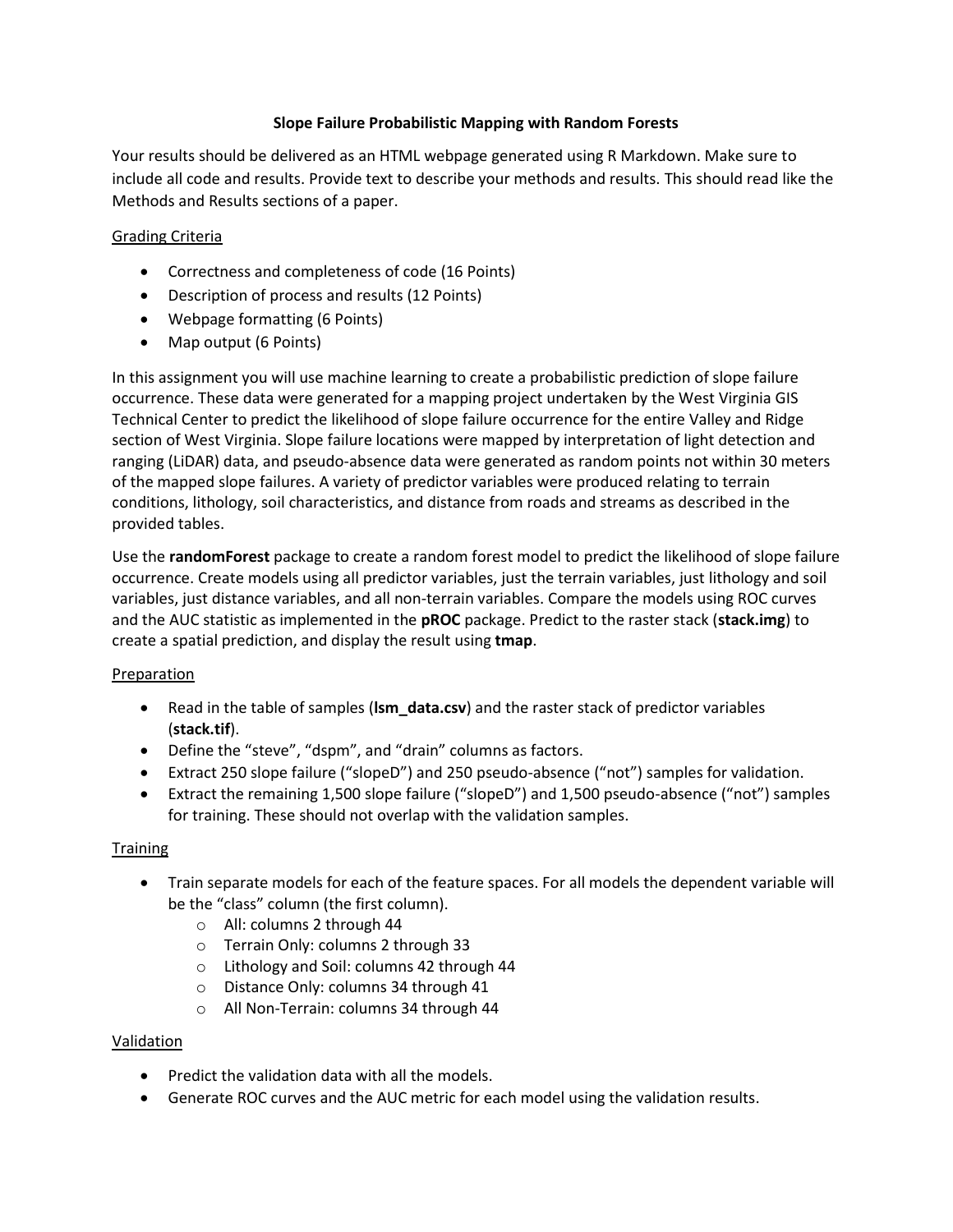# Slope Failure Probabilistic Mapping with Random Forests

Your results should be delivered as an HTML webpage generated using R Markdown. Make sure to include all code and results. Provide text to describe your methods and results. This should read like the Methods and Results sections of a paper.

## Grading Criteria

- Correctness and completeness of code (16 Points)
- Description of process and results (12 Points)
- Webpage formatting (6 Points)
- Map output (6 Points)

In this assignment you will use machine learning to create a probabilistic prediction of slope failure occurrence. These data were generated for a mapping project undertaken by the West Virginia GIS Technical Center to predict the likelihood of slope failure occurrence for the entire Valley and Ridge section of West Virginia. Slope failure locations were mapped by interpretation of light detection and ranging (LiDAR) data, and pseudo-absence data were generated as random points not within 30 meters of the mapped slope failures. A variety of predictor variables were produced relating to terrain conditions, lithology, soil characteristics, and distance from roads and streams as described in the provided tables.

Use the **randomForest** package to create a random forest model to predict the likelihood of slope failure occurrence. Create models using all predictor variables, just the terrain variables, just lithology and soil variables, just distance variables, and all non-terrain variables. Compare the models using ROC curves and the AUC statistic as implemented in the **pROC** package. Predict to the raster stack (**stack.img**) to create a spatial prediction, and display the result using **tmap**.

## Preparation

- Read in the table of samples (**lsm_data.csv**) and the raster stack of predictor variables (**stack.tif**).
- Define the "steve", "dspm", and "drain" columns as factors.
- Extract 250 slope failure ("slopeD") and 250 pseudo-absence ("not") samples for validation.
- Extract the remaining 1,500 slope failure ("slopeD") and 1,500 pseudo-absence ("not") samples for training. These should not overlap with the validation samples.

## Training

- Train separate models for each of the feature spaces. For all models the dependent variable will be the "class" column (the first column).
  - All: columns 2 through 44
  - Terrain Only: columns 2 through 33
  - Lithology and Soil: columns 42 through 44
  - Distance Only: columns 34 through 41
  - All Non-Terrain: columns 34 through 44

## Validation

- Predict the validation data with all the models.
- Generate ROC curves and the AUC metric for each model using the validation results.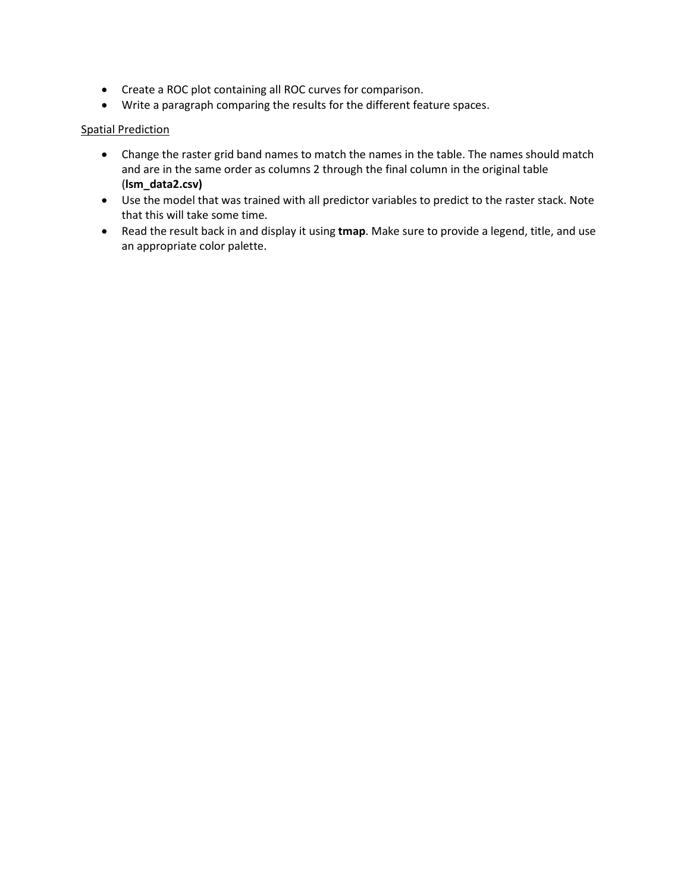- Create a ROC plot containing all ROC curves for comparison.
- Write a paragraph comparing the results for the different feature spaces.

Spatial Prediction

- Change the raster grid band names to match the names in the table. The names should match and are in the same order as columns 2 through the final column in the original table (**lsm_data2.csv)**
- Use the model that was trained with all predictor variables to predict to the raster stack. Note that this will take some time.
- Read the result back in and display it using **tmap**. Make sure to provide a legend, title, and use an appropriate color palette.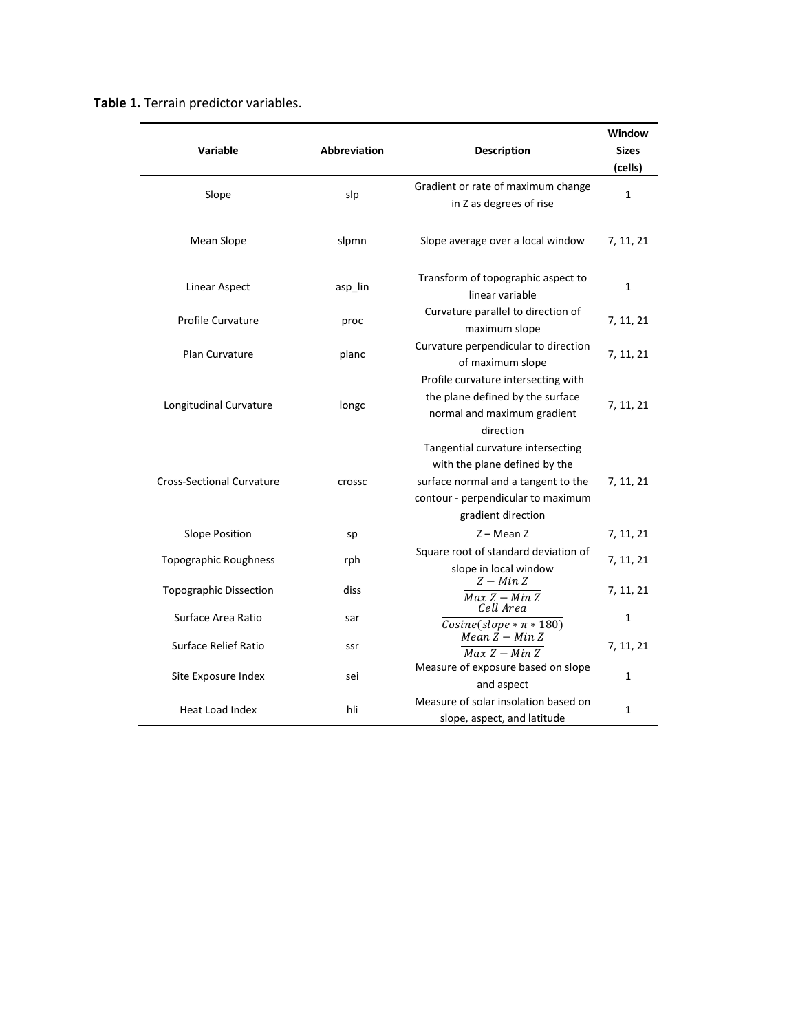**Table 1.** Terrain predictor variables.

| Variable | Abbreviation | Description | Window Sizes (cells) |
|---|---|---|---|
| Slope | slp | Gradient or rate of maximum change in Z as degrees of rise | 1 |
| Mean Slope | slpmn | Slope average over a local window | 7, 11, 21 |
| Linear Aspect | asp_lin | Transform of topographic aspect to linear variable | 1 |
| Profile Curvature | proc | Curvature parallel to direction of maximum slope | 7, 11, 21 |
| Plan Curvature | planc | Curvature perpendicular to direction of maximum slope | 7, 11, 21 |
| Longitudinal Curvature | longc | Profile curvature intersecting with the plane defined by the surface normal and maximum gradient direction | 7, 11, 21 |
| Cross-Sectional Curvature | crossc | Tangential curvature intersecting with the plane defined by the surface normal and a tangent to the contour - perpendicular to maximum gradient direction | 7, 11, 21 |
| Slope Position | sp | Z – Mean Z | 7, 11, 21 |
| Topographic Roughness | rph | Square root of standard deviation of slope in local window | 7, 11, 21 |
| Topographic Dissection | diss | $\frac{Z - Min\ Z}{Max\ Z - Min\ Z}$ | 7, 11, 21 |
| Surface Area Ratio | sar | $\frac{Cell\ Area}{Cosine(slope * \pi * 180)}$ | 1 |
| Surface Relief Ratio | ssr | $\frac{Mean\ Z - Min\ Z}{Max\ Z - Min\ Z}$ | 7, 11, 21 |
| Site Exposure Index | sei | Measure of exposure based on slope and aspect | 1 |
| Heat Load Index | hli | Measure of solar insolation based on slope, aspect, and latitude | 1 |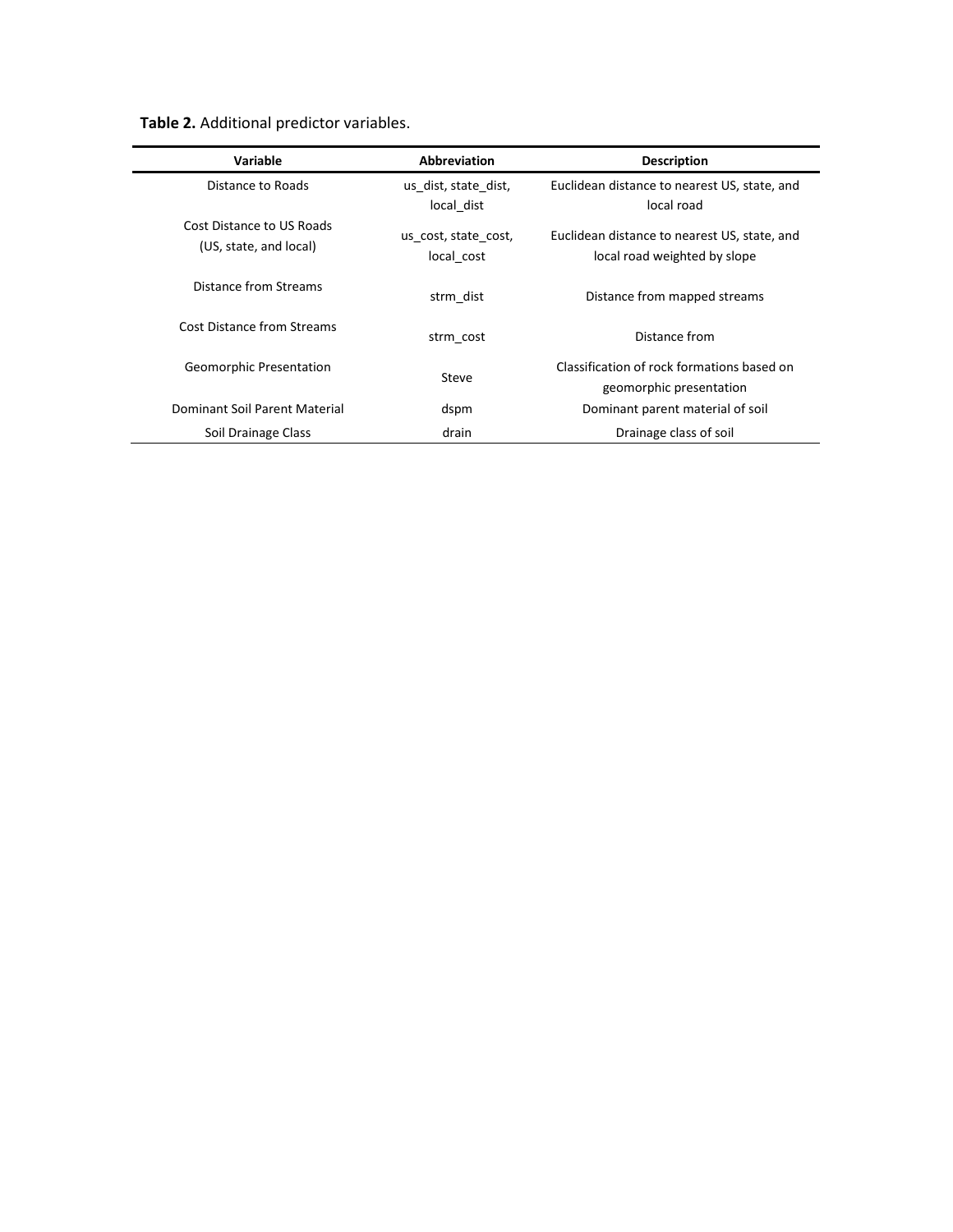**Table 2.** Additional predictor variables.

| Variable | Abbreviation | Description |
|---|---|---|
| Distance to Roads | us_dist, state_dist, local_dist | Euclidean distance to nearest US, state, and local road |
| Cost Distance to US Roads (US, state, and local) | us_cost, state_cost, local_cost | Euclidean distance to nearest US, state, and local road weighted by slope |
| Distance from Streams | strm_dist | Distance from mapped streams |
| Cost Distance from Streams | strm_cost | Distance from |
| Geomorphic Presentation | Steve | Classification of rock formations based on geomorphic presentation |
| Dominant Soil Parent Material | dspm | Dominant parent material of soil |
| Soil Drainage Class | drain | Drainage class of soil |